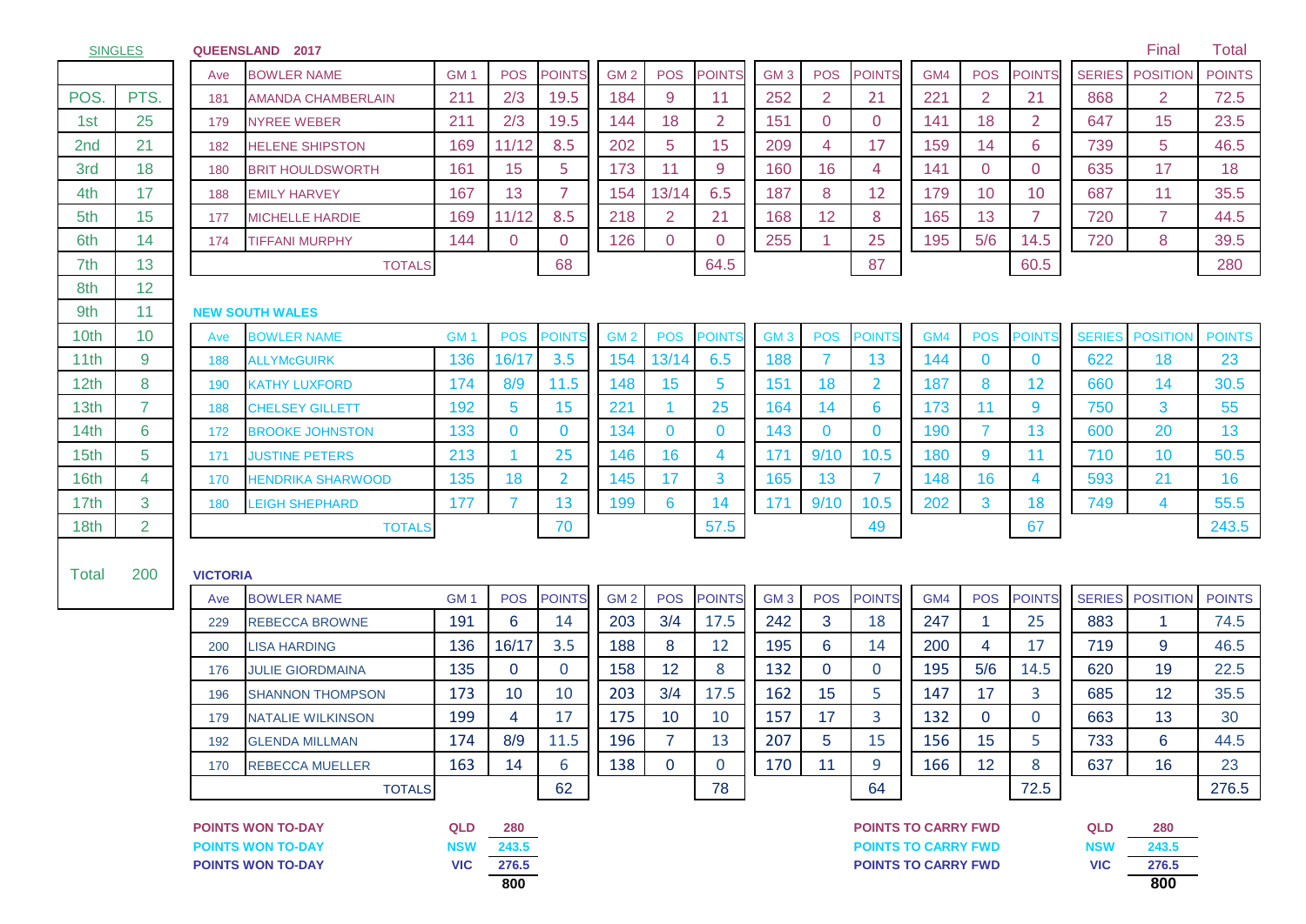| SINGLES | |
|---|---|
| POS. | PTS. |
| 1st | 25 |
| 2nd | 21 |
| 3rd | 18 |
| 4th | 17 |
| 5th | 15 |
| 6th | 14 |
| 7th | 13 |
| 8th | 12 |
| 9th | 11 |
| 10th | 10 |
| 11th | 9 |
| 12th | 8 |
| 13th | 7 |
| 14th | 6 |
| 15th | 5 |
| 16th | 4 |
| 17th | 3 |
| 18th | 2 |
| Total | 200 |

**QUEENSLAND 2017**

| Ave | BOWLER NAME | GM 1 | POS | POINTS | GM 2 | POS | POINTS | GM 3 | POS | POINTS | GM4 | POS | POINTS | SERIES | Final POSITION | Total POINTS |
|---|---|---|---|---|---|---|---|---|---|---|---|---|---|---|---|---|
| 181 | AMANDA CHAMBERLAIN | 211 | 2/3 | 19.5 | 184 | 9 | 11 | 252 | 2 | 21 | 221 | 2 | 21 | 868 | 2 | 72.5 |
| 179 | NYREE WEBER | 211 | 2/3 | 19.5 | 144 | 18 | 2 | 151 | 0 | 0 | 141 | 18 | 2 | 647 | 15 | 23.5 |
| 182 | HELENE SHIPSTON | 169 | 11/12 | 8.5 | 202 | 5 | 15 | 209 | 4 | 17 | 159 | 14 | 6 | 739 | 5 | 46.5 |
| 180 | BRIT HOULDSWORTH | 161 | 15 | 5 | 173 | 11 | 9 | 160 | 16 | 4 | 141 | 0 | 0 | 635 | 17 | 18 |
| 188 | EMILY HARVEY | 167 | 13 | 7 | 154 | 13/14 | 6.5 | 187 | 8 | 12 | 179 | 10 | 10 | 687 | 11 | 35.5 |
| 177 | MICHELLE HARDIE | 169 | 11/12 | 8.5 | 218 | 2 | 21 | 168 | 12 | 8 | 165 | 13 | 7 | 720 | 7 | 44.5 |
| 174 | TIFFANI MURPHY | 144 | 0 | 0 | 126 | 0 | 0 | 255 | 1 | 25 | 195 | 5/6 | 14.5 | 720 | 8 | 39.5 |
| | TOTALS | | | 68 | | | 64.5 | | | 87 | | | 60.5 | | | 280 |

**NEW SOUTH WALES**

| Ave | BOWLER NAME | GM 1 | POS | POINTS | GM 2 | POS | POINTS | GM 3 | POS | POINTS | GM4 | POS | POINTS | SERIES | POSITION | POINTS |
|---|---|---|---|---|---|---|---|---|---|---|---|---|---|---|---|---|
| 188 | ALLYMcGUIRK | 136 | 16/17 | 3.5 | 154 | 13/14 | 6.5 | 188 | 7 | 13 | 144 | 0 | 0 | 622 | 18 | 23 |
| 190 | KATHY LUXFORD | 174 | 8/9 | 11.5 | 148 | 15 | 5 | 151 | 18 | 2 | 187 | 8 | 12 | 660 | 14 | 30.5 |
| 188 | CHELSEY GILLETT | 192 | 5 | 15 | 221 | 1 | 25 | 164 | 14 | 6 | 173 | 11 | 9 | 750 | 3 | 55 |
| 172 | BROOKE JOHNSTON | 133 | 0 | 0 | 134 | 0 | 0 | 143 | 0 | 0 | 190 | 7 | 13 | 600 | 20 | 13 |
| 171 | JUSTINE PETERS | 213 | 1 | 25 | 146 | 16 | 4 | 171 | 9/10 | 10.5 | 180 | 9 | 11 | 710 | 10 | 50.5 |
| 170 | HENDRIKA SHARWOOD | 135 | 18 | 2 | 145 | 17 | 3 | 165 | 13 | 7 | 148 | 16 | 4 | 593 | 21 | 16 |
| 180 | LEIGH SHEPHARD | 177 | 7 | 13 | 199 | 6 | 14 | 171 | 9/10 | 10.5 | 202 | 3 | 18 | 749 | 4 | 55.5 |
| | TOTALS | | | 70 | | | 57.5 | | | 49 | | | 67 | | | 243.5 |

**VICTORIA**

| Ave | BOWLER NAME | GM 1 | POS | POINTS | GM 2 | POS | POINTS | GM 3 | POS | POINTS | GM4 | POS | POINTS | SERIES | POSITION | POINTS |
|---|---|---|---|---|---|---|---|---|---|---|---|---|---|---|---|---|
| 229 | REBECCA BROWNE | 191 | 6 | 14 | 203 | 3/4 | 17.5 | 242 | 3 | 18 | 247 | 1 | 25 | 883 | 1 | 74.5 |
| 200 | LISA HARDING | 136 | 16/17 | 3.5 | 188 | 8 | 12 | 195 | 6 | 14 | 200 | 4 | 17 | 719 | 9 | 46.5 |
| 176 | JULIE GIORDMAINA | 135 | 0 | 0 | 158 | 12 | 8 | 132 | 0 | 0 | 195 | 5/6 | 14.5 | 620 | 19 | 22.5 |
| 196 | SHANNON THOMPSON | 173 | 10 | 10 | 203 | 3/4 | 17.5 | 162 | 15 | 5 | 147 | 17 | 3 | 685 | 12 | 35.5 |
| 179 | NATALIE WILKINSON | 199 | 4 | 17 | 175 | 10 | 10 | 157 | 17 | 3 | 132 | 0 | 0 | 663 | 13 | 30 |
| 192 | GLENDA MILLMAN | 174 | 8/9 | 11.5 | 196 | 7 | 13 | 207 | 5 | 15 | 156 | 15 | 5 | 733 | 6 | 44.5 |
| 170 | REBECCA MUELLER | 163 | 14 | 6 | 138 | 0 | 0 | 170 | 11 | 9 | 166 | 12 | 8 | 637 | 16 | 23 |
| | TOTALS | | | 62 | | | 78 | | | 64 | | | 72.5 | | | 276.5 |

| | | | | | |
|---|---|---|---|---|---|
| POINTS WON TO-DAY | QLD | 280 | POINTS TO CARRY FWD | QLD | 280 |
| POINTS WON TO-DAY | NSW | 243.5 | POINTS TO CARRY FWD | NSW | 243.5 |
| POINTS WON TO-DAY | VIC | 276.5 | POINTS TO CARRY FWD | VIC | 276.5 |
| | | 800 | | | 800 |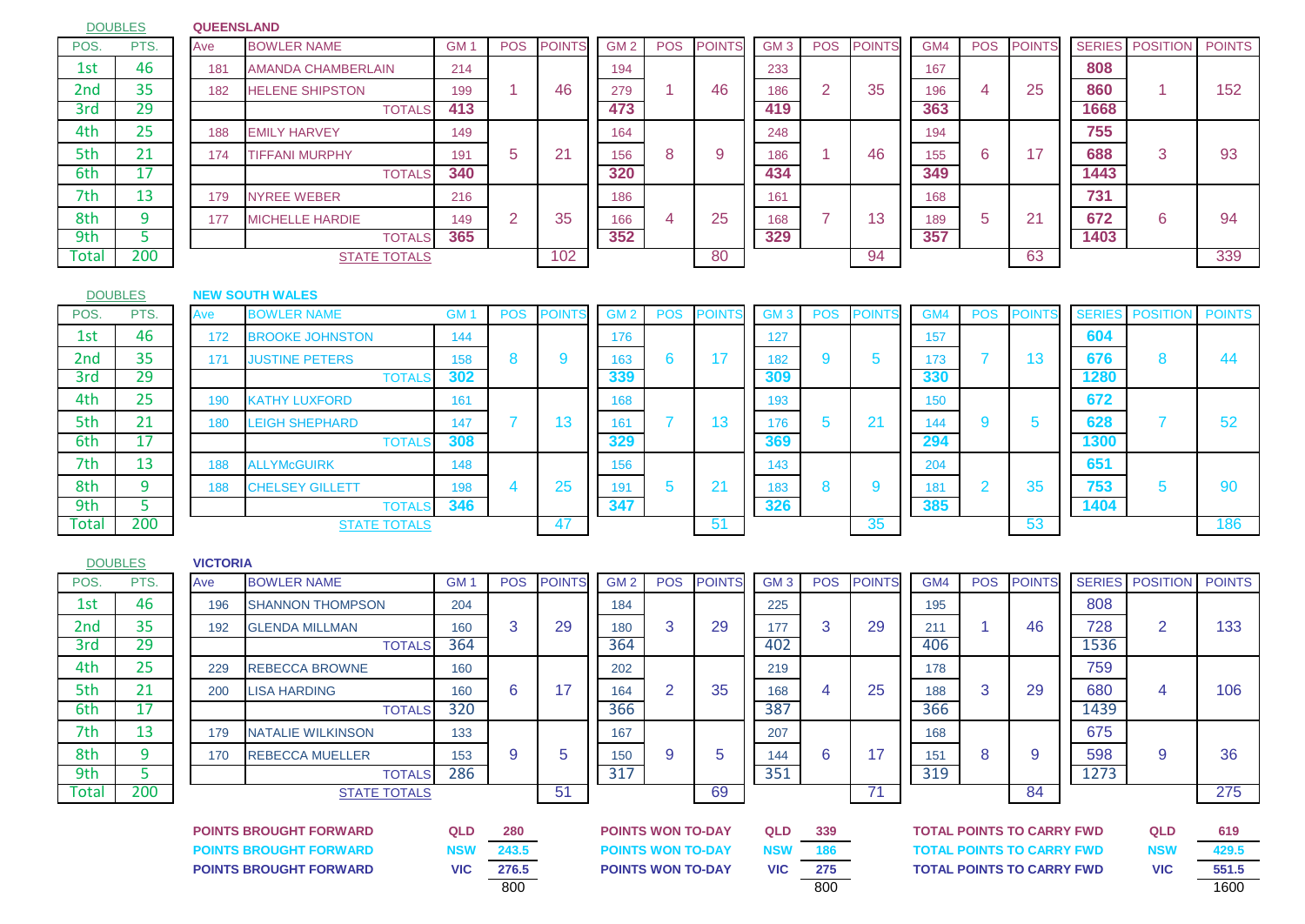## QUEENSLAND

| DOUBLES POS. | PTS. |
|---|---|
| 1st | 46 |
| 2nd | 35 |
| 3rd | 29 |
| 4th | 25 |
| 5th | 21 |
| 6th | 17 |
| 7th | 13 |
| 8th | 9 |
| 9th | 5 |
| Total | 200 |

| Ave | BOWLER NAME | GM 1 | POS | POINTS | GM 2 | POS | POINTS | GM 3 | POS | POINTS | GM4 | POS | POINTS | SERIES | POSITION | POINTS |
|---|---|---|---|---|---|---|---|---|---|---|---|---|---|---|---|---|
| 181 | AMANDA CHAMBERLAIN | 214 | | | 194 | | | 233 | | | 167 | | | 808 | | |
| 182 | HELENE SHIPSTON | 199 | 1 | 46 | 279 | 1 | 46 | 186 | 2 | 35 | 196 | 4 | 25 | 860 | 1 | 152 |
| | TOTALS | 413 | | | 473 | | | 419 | | | 363 | | | 1668 | | |
| 188 | EMILY HARVEY | 149 | | | 164 | | | 248 | | | 194 | | | 755 | | |
| 174 | TIFFANI MURPHY | 191 | 5 | 21 | 156 | 8 | 9 | 186 | 1 | 46 | 155 | 6 | 17 | 688 | 3 | 93 |
| | TOTALS | 340 | | | 320 | | | 434 | | | 349 | | | 1443 | | |
| 179 | NYREE WEBER | 216 | | | 186 | | | 161 | | | 168 | | | 731 | | |
| 177 | MICHELLE HARDIE | 149 | 2 | 35 | 166 | 4 | 25 | 168 | 7 | 13 | 189 | 5 | 21 | 672 | 6 | 94 |
| | TOTALS | 365 | | | 352 | | | 329 | | | 357 | | | 1403 | | |
| | STATE TOTALS | | | 102 | | | 80 | | | 94 | | | 63 | | | 339 |

## NEW SOUTH WALES

| DOUBLES POS. | PTS. |
|---|---|
| 1st | 46 |
| 2nd | 35 |
| 3rd | 29 |
| 4th | 25 |
| 5th | 21 |
| 6th | 17 |
| 7th | 13 |
| 8th | 9 |
| 9th | 5 |
| Total | 200 |

| Ave | BOWLER NAME | GM 1 | POS | POINTS | GM 2 | POS | POINTS | GM 3 | POS | POINTS | GM4 | POS | POINTS | SERIES | POSITION | POINTS |
|---|---|---|---|---|---|---|---|---|---|---|---|---|---|---|---|---|
| 172 | BROOKE JOHNSTON | 144 | | | 176 | | | 127 | | | 157 | | | 604 | | |
| 171 | JUSTINE PETERS | 158 | 8 | 9 | 163 | 6 | 17 | 182 | 9 | 5 | 173 | 7 | 13 | 676 | 8 | 44 |
| | TOTALS | 302 | | | 339 | | | 309 | | | 330 | | | 1280 | | |
| 190 | KATHY LUXFORD | 161 | | | 168 | | | 193 | | | 150 | | | 672 | | |
| 180 | LEIGH SHEPHARD | 147 | 7 | 13 | 161 | 7 | 13 | 176 | 5 | 21 | 144 | 9 | 5 | 628 | 7 | 52 |
| | TOTALS | 308 | | | 329 | | | 369 | | | 294 | | | 1300 | | |
| 188 | ALLYMcGUIRK | 148 | | | 156 | | | 143 | | | 204 | | | 651 | | |
| 188 | CHELSEY GILLETT | 198 | 4 | 25 | 191 | 5 | 21 | 183 | 8 | 9 | 181 | 2 | 35 | 753 | 5 | 90 |
| | TOTALS | 346 | | | 347 | | | 326 | | | 385 | | | 1404 | | |
| | STATE TOTALS | | | 47 | | | 51 | | | 35 | | | 53 | | | 186 |

## VICTORIA

| DOUBLES POS. | PTS. |
|---|---|
| 1st | 46 |
| 2nd | 35 |
| 3rd | 29 |
| 4th | 25 |
| 5th | 21 |
| 6th | 17 |
| 7th | 13 |
| 8th | 9 |
| 9th | 5 |
| Total | 200 |

| Ave | BOWLER NAME | GM 1 | POS | POINTS | GM 2 | POS | POINTS | GM 3 | POS | POINTS | GM4 | POS | POINTS | SERIES | POSITION | POINTS |
|---|---|---|---|---|---|---|---|---|---|---|---|---|---|---|---|---|
| 196 | SHANNON THOMPSON | 204 | | | 184 | | | 225 | | | 195 | | | 808 | | |
| 192 | GLENDA MILLMAN | 160 | 3 | 29 | 180 | 3 | 29 | 177 | 3 | 29 | 211 | 1 | 46 | 728 | 2 | 133 |
| | TOTALS | 364 | | | 364 | | | 402 | | | 406 | | | 1536 | | |
| 229 | REBECCA BROWNE | 160 | | | 202 | | | 219 | | | 178 | | | 759 | | |
| 200 | LISA HARDING | 160 | 6 | 17 | 164 | 2 | 35 | 168 | 4 | 25 | 188 | 3 | 29 | 680 | 4 | 106 |
| | TOTALS | 320 | | | 366 | | | 387 | | | 366 | | | 1439 | | |
| 179 | NATALIE WILKINSON | 133 | | | 167 | | | 207 | | | 168 | | | 675 | | |
| 170 | REBECCA MUELLER | 153 | 9 | 5 | 150 | 9 | 5 | 144 | 6 | 17 | 151 | 8 | 9 | 598 | 9 | 36 |
| | TOTALS | 286 | | | 317 | | | 351 | | | 319 | | | 1273 | | |
| | STATE TOTALS | | | 51 | | | 69 | | | 71 | | | 84 | | | 275 |

| | | | | | | | | |
|---|---|---|---|---|---|---|---|---|
| POINTS BROUGHT FORWARD | QLD | 280 | POINTS WON TO-DAY | QLD | 339 | TOTAL POINTS TO CARRY FWD | QLD | 619 |
| POINTS BROUGHT FORWARD | NSW | 243.5 | POINTS WON TO-DAY | NSW | 186 | TOTAL POINTS TO CARRY FWD | NSW | 429.5 |
| POINTS BROUGHT FORWARD | VIC | 276.5 | POINTS WON TO-DAY | VIC | 275 | TOTAL POINTS TO CARRY FWD | VIC | 551.5 |
| | | 800 | | | 800 | | | 1600 |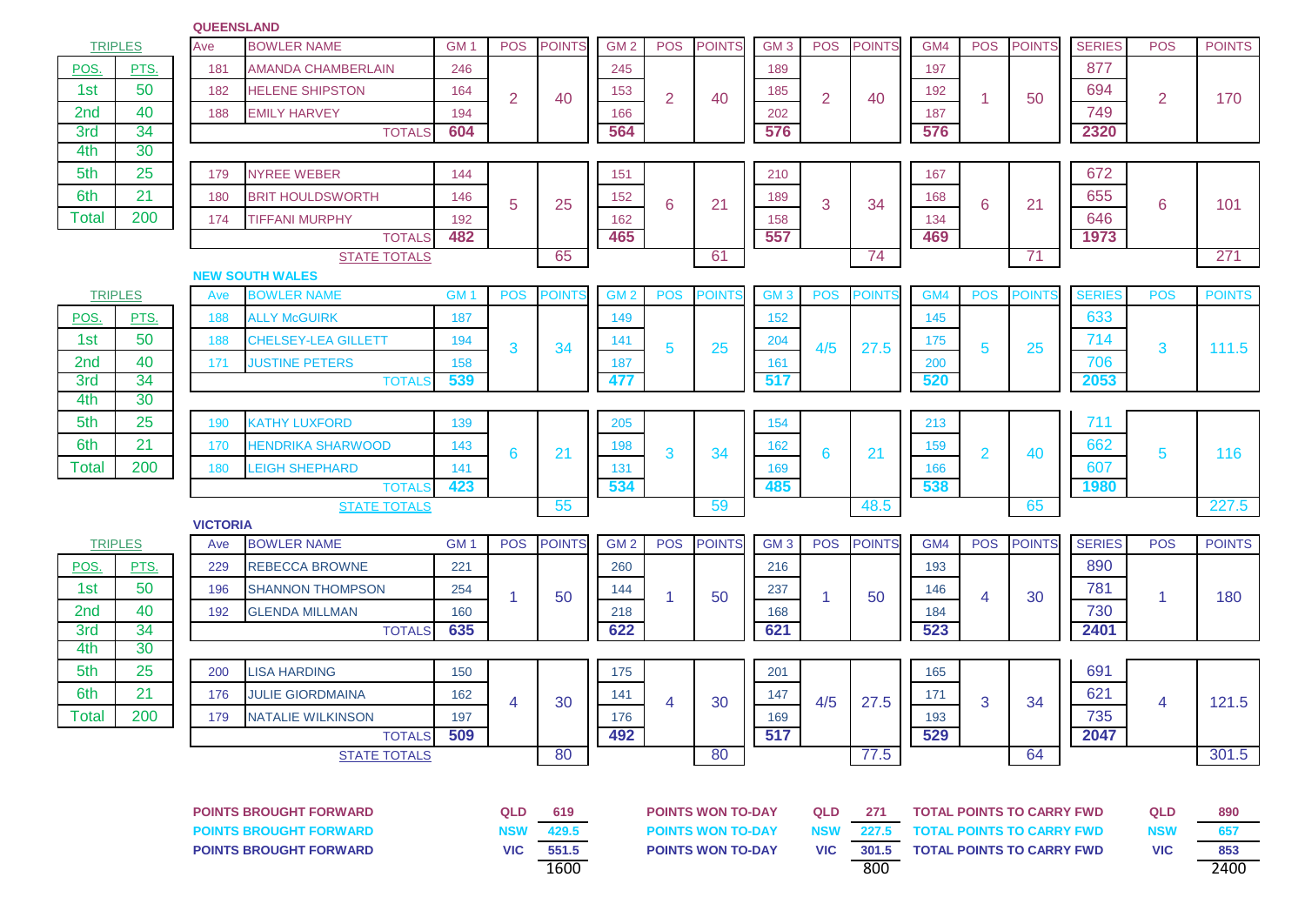## QUEENSLAND

| TRIPLES | |
|---|---|
| POS. | PTS. |
| 1st | 50 |
| 2nd | 40 |
| 3rd | 34 |
| 4th | 30 |
| 5th | 25 |
| 6th | 21 |
| Total | 200 |

| Ave | BOWLER NAME | GM 1 | POS | POINTS | GM 2 | POS | POINTS | GM 3 | POS | POINTS | GM4 | POS | POINTS | SERIES | POS | POINTS |
|---|---|---|---|---|---|---|---|---|---|---|---|---|---|---|---|---|
| 181 | AMANDA CHAMBERLAIN | 246 | | | 245 | | | 189 | | | 197 | | | 877 | | |
| 182 | HELENE SHIPSTON | 164 | 2 | 40 | 153 | 2 | 40 | 185 | 2 | 40 | 192 | 1 | 50 | 694 | 2 | 170 |
| 188 | EMILY HARVEY | 194 | | | 166 | | | 202 | | | 187 | | | 749 | | |
| | TOTALS | 604 | | | 564 | | | 576 | | | 576 | | | 2320 | | |
| 179 | NYREE WEBER | 144 | | | 151 | | | 210 | | | 167 | | | 672 | | |
| 180 | BRIT HOULDSWORTH | 146 | 5 | 25 | 152 | 6 | 21 | 189 | 3 | 34 | 168 | 6 | 21 | 655 | 6 | 101 |
| 174 | TIFFANI MURPHY | 192 | | | 162 | | | 158 | | | 134 | | | 646 | | |
| | TOTALS | 482 | | | 465 | | | 557 | | | 469 | | | 1973 | | |
| | STATE TOTALS | | | 65 | | | 61 | | | 74 | | | 71 | | | 271 |

## NEW SOUTH WALES

| TRIPLES | |
|---|---|
| POS. | PTS. |
| 1st | 50 |
| 2nd | 40 |
| 3rd | 34 |
| 4th | 30 |
| 5th | 25 |
| 6th | 21 |
| Total | 200 |

| Ave | BOWLER NAME | GM 1 | POS | POINTS | GM 2 | POS | POINTS | GM 3 | POS | POINTS | GM4 | POS | POINTS | SERIES | POS | POINTS |
|---|---|---|---|---|---|---|---|---|---|---|---|---|---|---|---|---|
| 188 | ALLY McGUIRK | 187 | | | 149 | | | 152 | | | 145 | | | 633 | | |
| 188 | CHELSEY-LEA GILLETT | 194 | 3 | 34 | 141 | 5 | 25 | 204 | 4/5 | 27.5 | 175 | 5 | 25 | 714 | 3 | 111.5 |
| 171 | JUSTINE PETERS | 158 | | | 187 | | | 161 | | | 200 | | | 706 | | |
| | TOTALS | 539 | | | 477 | | | 517 | | | 520 | | | 2053 | | |
| 190 | KATHY LUXFORD | 139 | | | 205 | | | 154 | | | 213 | | | 711 | | |
| 170 | HENDRIKA SHARWOOD | 143 | 6 | 21 | 198 | 3 | 34 | 162 | 6 | 21 | 159 | 2 | 40 | 662 | 5 | 116 |
| 180 | LEIGH SHEPHARD | 141 | | | 131 | | | 169 | | | 166 | | | 607 | | |
| | TOTALS | 423 | | | 534 | | | 485 | | | 538 | | | 1980 | | |
| | STATE TOTALS | | | 55 | | | 59 | | | 48.5 | | | 65 | | | 227.5 |

## VICTORIA

| TRIPLES | |
|---|---|
| POS. | PTS. |
| 1st | 50 |
| 2nd | 40 |
| 3rd | 34 |
| 4th | 30 |
| 5th | 25 |
| 6th | 21 |
| Total | 200 |

| Ave | BOWLER NAME | GM 1 | POS | POINTS | GM 2 | POS | POINTS | GM 3 | POS | POINTS | GM4 | POS | POINTS | SERIES | POS | POINTS |
|---|---|---|---|---|---|---|---|---|---|---|---|---|---|---|---|---|
| 229 | REBECCA BROWNE | 221 | | | 260 | | | 216 | | | 193 | | | 890 | | |
| 196 | SHANNON THOMPSON | 254 | 1 | 50 | 144 | 1 | 50 | 237 | 1 | 50 | 146 | 4 | 30 | 781 | 1 | 180 |
| 192 | GLENDA MILLMAN | 160 | | | 218 | | | 168 | | | 184 | | | 730 | | |
| | TOTALS | 635 | | | 622 | | | 621 | | | 523 | | | 2401 | | |
| 200 | LISA HARDING | 150 | | | 175 | | | 201 | | | 165 | | | 691 | | |
| 176 | JULIE GIORDMAINA | 162 | 4 | 30 | 141 | 4 | 30 | 147 | 4/5 | 27.5 | 171 | 3 | 34 | 621 | 4 | 121.5 |
| 179 | NATALIE WILKINSON | 197 | | | 176 | | | 169 | | | 193 | | | 735 | | |
| | TOTALS | 509 | | | 492 | | | 517 | | | 529 | | | 2047 | | |
| | STATE TOTALS | | | 80 | | | 80 | | | 77.5 | | | 64 | | | 301.5 |

| | | | | | | | | |
|---|---|---|---|---|---|---|---|---|
| POINTS BROUGHT FORWARD | QLD | 619 | POINTS WON TO-DAY | QLD | 271 | TOTAL POINTS TO CARRY FWD | QLD | 890 |
| POINTS BROUGHT FORWARD | NSW | 429.5 | POINTS WON TO-DAY | NSW | 227.5 | TOTAL POINTS TO CARRY FWD | NSW | 657 |
| POINTS BROUGHT FORWARD | VIC | 551.5 | POINTS WON TO-DAY | VIC | 301.5 | TOTAL POINTS TO CARRY FWD | VIC | 853 |
| | | 1600 | | | 800 | | | 2400 |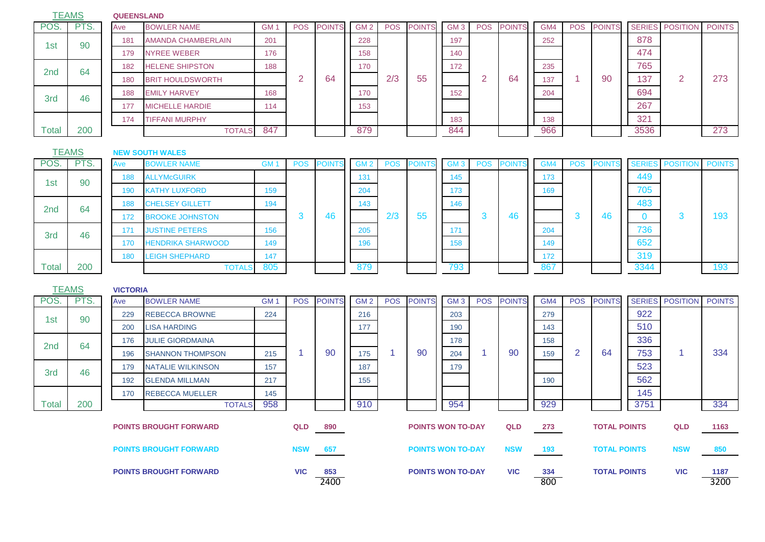| TEAMS | | QUEENSLAND | | | | | | | | | | | | | | | | |
|---|---|---|---|---|---|---|---|---|---|---|---|---|---|---|---|---|---|---|
| POS. | PTS. | Ave | BOWLER NAME | GM 1 | POS | POINTS | GM 2 | POS | POINTS | GM 3 | POS | POINTS | GM4 | POS | POINTS | SERIES | POSITION | POINTS |
| 1st | 90 | 181 | AMANDA CHAMBERLAIN | 201 | 2 | 64 | 228 | 2/3 | 55 | 197 | 2 | 64 | 252 | 1 | 90 | 878 | 2 | 273 |
| | | 179 | NYREE WEBER | 176 | | | 158 | | | 140 | | | | | | 474 | | |
| 2nd | 64 | 182 | HELENE SHIPSTON | 188 | | | 170 | | | 172 | | | 235 | | | 765 | | |
| | | 180 | BRIT HOULDSWORTH | | | | | | | | | | 137 | | | 137 | | |
| 3rd | 46 | 188 | EMILY HARVEY | 168 | | | 170 | | | 152 | | | 204 | | | 694 | | |
| | | 177 | MICHELLE HARDIE | 114 | | | 153 | | | | | | | | | 267 | | |
| | | 174 | TIFFANI MURPHY | | | | | | | 183 | | | 138 | | | 321 | | |
| Total | 200 | | TOTALS | 847 | | | 879 | | | 844 | | | 966 | | | 3536 | | 273 |

| TEAMS | | NEW SOUTH WALES | | | | | | | | | | | | | | | | |
|---|---|---|---|---|---|---|---|---|---|---|---|---|---|---|---|---|---|---|
| POS. | PTS. | Ave | BOWLER NAME | GM 1 | POS | POINTS | GM 2 | POS | POINTS | GM 3 | POS | POINTS | GM4 | POS | POINTS | SERIES | POSITION | POINTS |
| 1st | 90 | 188 | ALLYMcGUIRK | | 3 | 46 | 131 | 2/3 | 55 | 145 | 3 | 46 | 173 | 3 | 46 | 449 | 3 | 193 |
| | | 190 | KATHY LUXFORD | 159 | | | 204 | | | 173 | | | 169 | | | 705 | | |
| 2nd | 64 | 188 | CHELSEY GILLETT | 194 | | | 143 | | | 146 | | | | | | 483 | | |
| | | 172 | BROOKE JOHNSTON | | | | | | | | | | | | | 0 | | |
| 3rd | 46 | 171 | JUSTINE PETERS | 156 | | | 205 | | | 171 | | | 204 | | | 736 | | |
| | | 170 | HENDRIKA SHARWOOD | 149 | | | 196 | | | 158 | | | 149 | | | 652 | | |
| | | 180 | LEIGH SHEPHARD | 147 | | | | | | | | | 172 | | | 319 | | |
| Total | 200 | | TOTALS | 805 | | | 879 | | | 793 | | | 867 | | | 3344 | | 193 |

| TEAMS | | VICTORIA | | | | | | | | | | | | | | | | |
|---|---|---|---|---|---|---|---|---|---|---|---|---|---|---|---|---|---|---|
| POS. | PTS. | Ave | BOWLER NAME | GM 1 | POS | POINTS | GM 2 | POS | POINTS | GM 3 | POS | POINTS | GM4 | POS | POINTS | SERIES | POSITION | POINTS |
| 1st | 90 | 229 | REBECCA BROWNE | 224 | 1 | 90 | 216 | 1 | 90 | 203 | 1 | 90 | 279 | 2 | 64 | 922 | 1 | 334 |
| | | 200 | LISA HARDING | | | | 177 | | | 190 | | | 143 | | | 510 | | |
| 2nd | 64 | 176 | JULIE GIORDMAINA | | | | | | | 178 | | | 158 | | | 336 | | |
| | | 196 | SHANNON THOMPSON | 215 | | | 175 | | | 204 | | | 159 | | | 753 | | |
| 3rd | 46 | 179 | NATALIE WILKINSON | 157 | | | 187 | | | 179 | | | | | | 523 | | |
| | | 192 | GLENDA MILLMAN | 217 | | | 155 | | | | | | 190 | | | 562 | | |
| | | 170 | REBECCA MUELLER | 145 | | | | | | | | | | | | 145 | | |
| Total | 200 | | TOTALS | 958 | | | 910 | | | 954 | | | 929 | | | 3751 | | 334 |

| | | | | | | | | |
|---|---|---|---|---|---|---|---|---|
| POINTS BROUGHT FORWARD | QLD | 890 | POINTS WON TO-DAY | QLD | 273 | TOTAL POINTS | QLD | 1163 |
| POINTS BROUGHT FORWARD | NSW | 657 | POINTS WON TO-DAY | NSW | 193 | TOTAL POINTS | NSW | 850 |
| POINTS BROUGHT FORWARD | VIC | 853 | POINTS WON TO-DAY | VIC | 334 | TOTAL POINTS | VIC | 1187 |
| | | 2400 | | | 800 | | | 3200 |